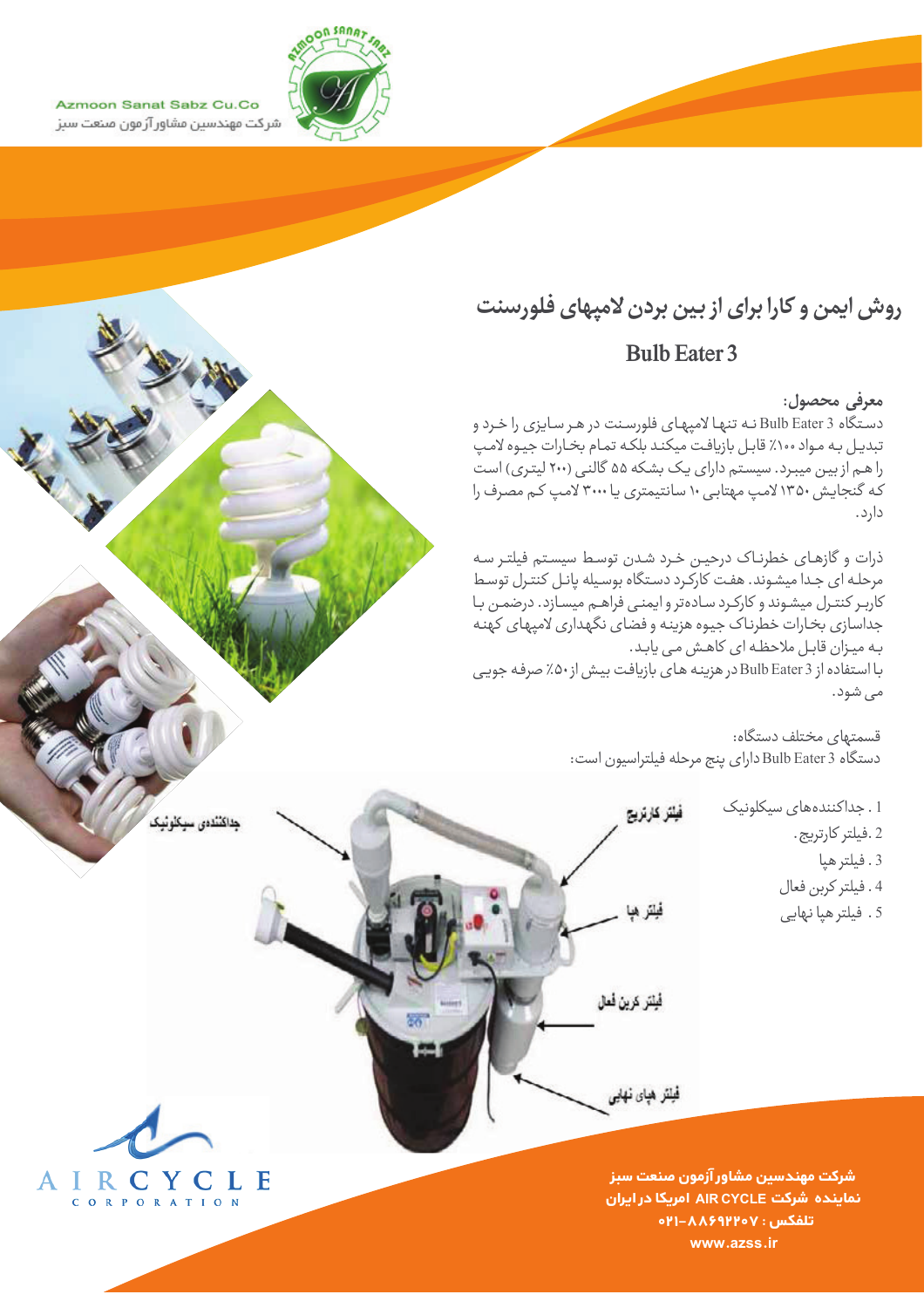Azmoon Sanat Sabz Cu.Co

شرکت مهندسین مشاور آزمون صنعت سبز

# روش ایمن و کارا برای از بین بردن لامپهای فلورسنت

## Bulb Eater 3

### معرفی محصول:

دستگاه Bulb Eater 3 نه تنها لامپهای فلورسنت در هر سایزی را خرد و تبدیل به مواد ۱۰۰٪ قابل بازیافت میکند بلکه تمام بخارات جیوه لامپ را هم از بین میبرد. سیستم دارای یک بشکه ۵۵ گالنی (۲۰۰ لیتری) است که گنجایش ۱۳۵۰ لامپ مهتابی ۱۰ سانتیمتری یا ۳۰۰۰ لامپ کم مصرف را دارد.

ذرات و گازهای خطرناک درحین خرد شدن توسط سیستم فیلتر سه مرحله ای جدا میشوند. هفت کارکرد دستگاه بوسیله پانل کنترل توسط کاربر کنترل میشوند و کارکرد ساده‌تر و ایمنی فراهم میسازد. درضمن با جداسازی بخارات خطرناک جیوه هزینه و فضای نگهداری لامپهای کهنه به میزان قابل ملاحظه ای کاهش می یابد.

با استفاده از Bulb Eater 3 در هزینه های بازیافت بیش از ۵۰٪ صرفه جویی می شود.

قسمتهای مختلف دستگاه:

دستگاه Bulb Eater 3 دارای پنج مرحله فیلتراسیون است:

1. جداکننده‌های سیکلونیک
2. فیلتر کارتریج.
3. فیلتر هپا
4. فیلتر کربن فعال
5. فیلتر هپا نهایی

جداکننده‌ی سیکلونیک

فیلتر کارتریج

فیلتر هپا

فیلتر کربن فعال

فیلتر هپای نهایی

AIR CYCLE CORPORATION

**شرکت مهندسین مشاور آزمون صنعت سبز**

**نماینده شرکت AIR CYCLE امریکا در ایران**

**تلفکس : ۰۲۱-۸۸۶۹۲۲۰۷**

**www.azss.ir**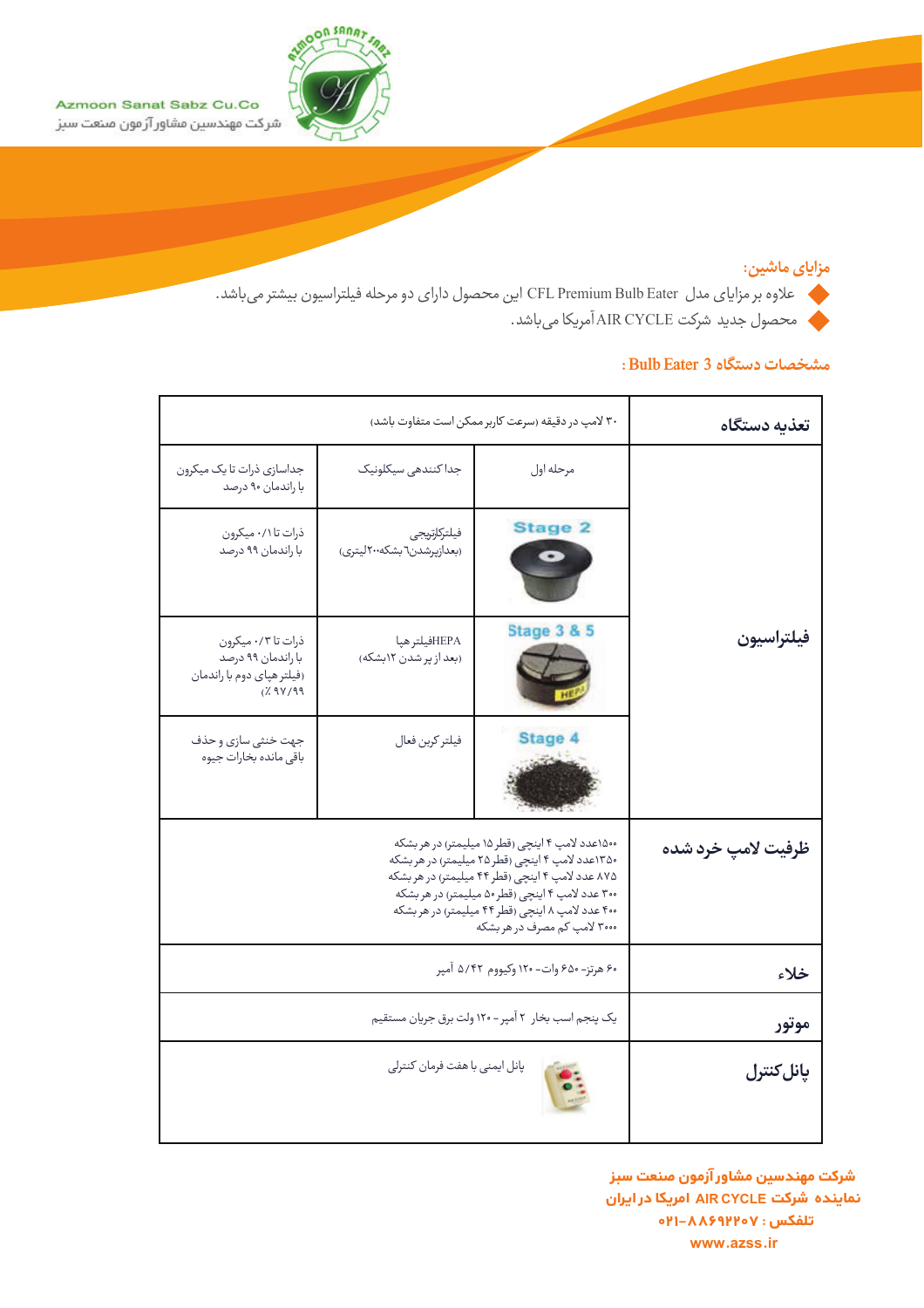Azmoon Sanat Sabz Cu.Co
شرکت مهندسین مشاور آزمون صنعت سبز

## مزایای ماشین:

- علاوه بر مزایای مدل CFL Premium Bulb Eater این محصول دارای دو مرحله فیلتراسیون بیشتر می‌باشد.
- محصول جدید شرکت AIR CYCLE آمریکا می‌باشد.

## مشخصات دستگاه Bulb Eater 3 :

| | | | |
|---|---|---|---|
| تغذیه دستگاه | ۳۰ لامپ در دقیقه (سرعت کاربر ممکن است متفاوت باشد) | | |
| فیلتراسیون | مرحله اول | جدا کنندهی سیکلونیک | جداسازی ذرات تا یک میکرون با راندمان ۹۰ درصد |
| | Stage 2 | فیلترکارتریجی (بعدازپرشدن٦ بشکه۲۰۰لیتری) | ذرات تا ۰/۱ میکرون با راندمان ۹۹ درصد |
| | Stage 3 & 5 | HEPAفیلترها (بعد از پر شدن ۱۲بشکه) | ذرات تا ۰/۳ میکرون با راندمان ۹۹ درصد (فیلترهای دوم با راندمان ٪۹۷/۹۹) |
| | Stage 4 | فیلتر کربن فعال | جهت خنثی سازی و حذف باقی مانده بخارات جیوه |
| ظرفیت لامپ خرد شده | ۱۵۰۰عدد لامپ ۴ اینچی (قطر ۱۵ میلیمتر) در هر بشکه<br>۱۳۵۰عدد لامپ ۴ اینچی (قطر ۲۵ میلیمتر) در هر بشکه<br>۸۷۵ عدد لامپ ۴ اینچی (قطر ۴۴ میلیمتر) در هر بشکه<br>۳۰۰ عدد لامپ ۴ اینچی (قطر ۵۰ میلیمتر) در هر بشکه<br>۴۰۰ عدد لامپ ۸ اینچی (قطر ۴۴ میلیمتر) در هر بشکه<br>۳۰۰۰ لامپ کم مصرف در هر بشکه | | |
| خلاء | ۶۰ هرتز- ۶۵۰ وات- ۱۲۰ وکیووم ۵/۴۲ آمپر | | |
| موتور | یک پنجم اسب بخار ۲ آمپر - ۱۲۰ ولت برق جریان مستقیم | | |
| پانل کنترل | پانل ایمنی با هفت فرمان کنترلی | | |

**شرکت مهندسین مشاور آزمون صنعت سبز**
**نماینده شرکت AIR CYCLE امریکا در ایران**
**تلفکس : ۸۸۶۹۲۲۰۷-۰۲۱**
**www.azss.ir**